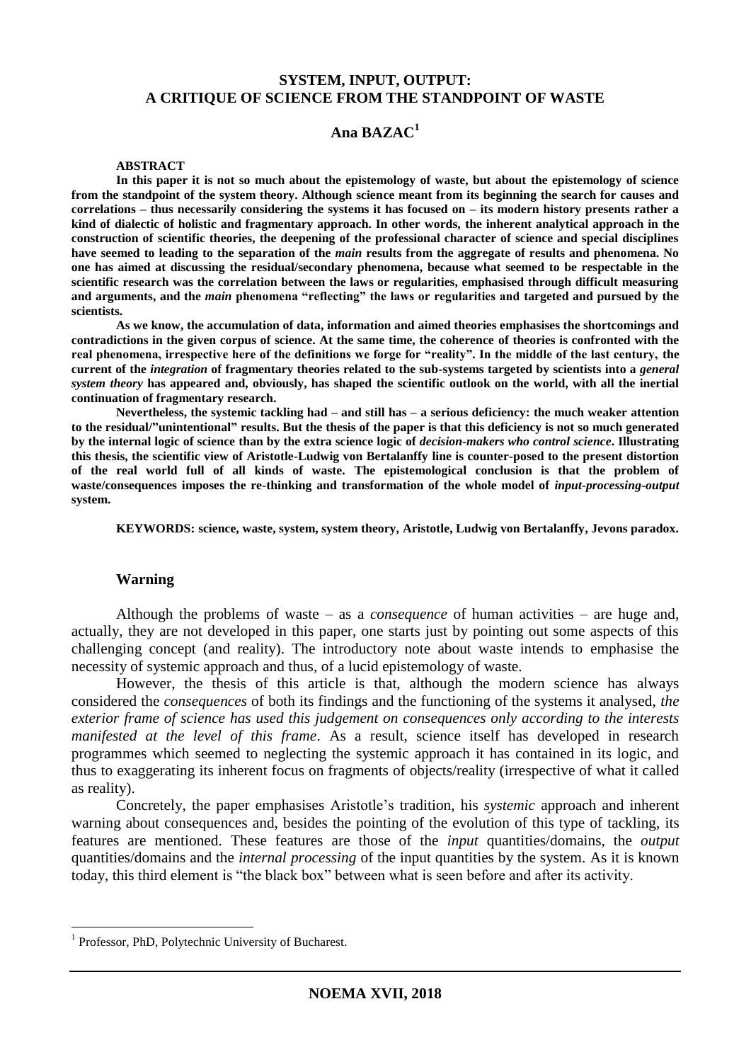# SYSTEM, INPUT, OUTPUT: A CRITIQUE OF SCIENCE FROM THE STANDPOINT OF WASTE

## Ana BAZAC[1]

**ABSTRACT**

**In this paper it is not so much about the epistemology of waste, but about the epistemology of science from the standpoint of the system theory. Although science meant from its beginning the search for causes and correlations – thus necessarily considering the systems it has focused on – its modern history presents rather a kind of dialectic of holistic and fragmentary approach. In other words, the inherent analytical approach in the construction of scientific theories, the deepening of the professional character of science and special disciplines have seemed to leading to the separation of the *main* results from the aggregate of results and phenomena. No one has aimed at discussing the residual/secondary phenomena, because what seemed to be respectable in the scientific research was the correlation between the laws or regularities, emphasised through difficult measuring and arguments, and the *main* phenomena "reflecting" the laws or regularities and targeted and pursued by the scientists.**

**As we know, the accumulation of data, information and aimed theories emphasises the shortcomings and contradictions in the given corpus of science. At the same time, the coherence of theories is confronted with the real phenomena, irrespective here of the definitions we forge for "reality". In the middle of the last century, the current of the *integration* of fragmentary theories related to the sub-systems targeted by scientists into a *general system theory* has appeared and, obviously, has shaped the scientific outlook on the world, with all the inertial continuation of fragmentary research.**

**Nevertheless, the systemic tackling had – and still has – a serious deficiency: the much weaker attention to the residual/"unintentional" results. But the thesis of the paper is that this deficiency is not so much generated by the internal logic of science than by the extra science logic of *decision-makers who control science*. Illustrating this thesis, the scientific view of Aristotle-Ludwig von Bertalanffy line is counter-posed to the present distortion of the real world full of all kinds of waste. The epistemological conclusion is that the problem of waste/consequences imposes the re-thinking and transformation of the whole model of *input-processing-output* system.**

**KEYWORDS: science, waste, system, system theory, Aristotle, Ludwig von Bertalanffy, Jevons paradox.**

### Warning

Although the problems of waste – as a *consequence* of human activities – are huge and, actually, they are not developed in this paper, one starts just by pointing out some aspects of this challenging concept (and reality). The introductory note about waste intends to emphasise the necessity of systemic approach and thus, of a lucid epistemology of waste.

However, the thesis of this article is that, although the modern science has always considered the *consequences* of both its findings and the functioning of the systems it analysed, *the exterior frame of science has used this judgement on consequences only according to the interests manifested at the level of this frame*. As a result, science itself has developed in research programmes which seemed to neglecting the systemic approach it has contained in its logic, and thus to exaggerating its inherent focus on fragments of objects/reality (irrespective of what it called as reality).

Concretely, the paper emphasises Aristotle's tradition, his *systemic* approach and inherent warning about consequences and, besides the pointing of the evolution of this type of tackling, its features are mentioned. These features are those of the *input* quantities/domains, the *output* quantities/domains and the *internal processing* of the input quantities by the system. As it is known today, this third element is "the black box" between what is seen before and after its activity.

[1] Professor, PhD, Polytechnic University of Bucharest.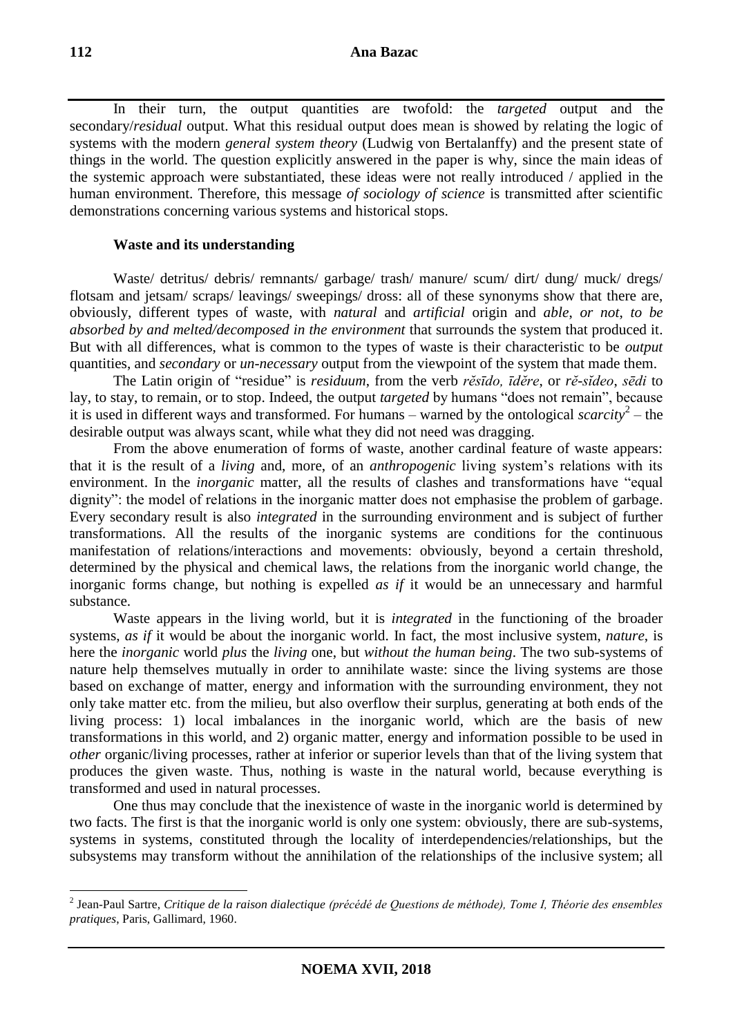In their turn, the output quantities are twofold: the *targeted* output and the secondary/*residual* output. What this residual output does mean is showed by relating the logic of systems with the modern *general system theory* (Ludwig von Bertalanffy) and the present state of things in the world. The question explicitly answered in the paper is why, since the main ideas of the systemic approach were substantiated, these ideas were not really introduced / applied in the human environment. Therefore, this message *of sociology of science* is transmitted after scientific demonstrations concerning various systems and historical stops.

**Waste and its understanding**

Waste/ detritus/ debris/ remnants/ garbage/ trash/ manure/ scum/ dirt/ dung/ muck/ dregs/ flotsam and jetsam/ scraps/ leavings/ sweepings/ dross: all of these synonyms show that there are, obviously, different types of waste, with *natural* and *artificial* origin and *able*, *or not*, *to be absorbed by and melted/decomposed in the environment* that surrounds the system that produced it. But with all differences, what is common to the types of waste is their characteristic to be *output* quantities, and *secondary* or *un-necessary* output from the viewpoint of the system that made them.

The Latin origin of "residue" is *residuum*, from the verb *rĕsīdo, īdĕre*, or *rĕ-sĭdeo*, *sēdi* to lay, to stay, to remain, or to stop. Indeed, the output *targeted* by humans "does not remain", because it is used in different ways and transformed. For humans – warned by the ontological *scarcity*[2] – the desirable output was always scant, while what they did not need was dragging.

From the above enumeration of forms of waste, another cardinal feature of waste appears: that it is the result of a *living* and, more, of an *anthropogenic* living system's relations with its environment. In the *inorganic* matter, all the results of clashes and transformations have "equal dignity": the model of relations in the inorganic matter does not emphasise the problem of garbage. Every secondary result is also *integrated* in the surrounding environment and is subject of further transformations. All the results of the inorganic systems are conditions for the continuous manifestation of relations/interactions and movements: obviously, beyond a certain threshold, determined by the physical and chemical laws, the relations from the inorganic world change, the inorganic forms change, but nothing is expelled *as if* it would be an unnecessary and harmful substance.

Waste appears in the living world, but it is *integrated* in the functioning of the broader systems, *as if* it would be about the inorganic world. In fact, the most inclusive system, *nature*, is here the *inorganic* world *plus* the *living* one, but *without the human being*. The two sub-systems of nature help themselves mutually in order to annihilate waste: since the living systems are those based on exchange of matter, energy and information with the surrounding environment, they not only take matter etc. from the milieu, but also overflow their surplus, generating at both ends of the living process: 1) local imbalances in the inorganic world, which are the basis of new transformations in this world, and 2) organic matter, energy and information possible to be used in *other* organic/living processes, rather at inferior or superior levels than that of the living system that produces the given waste. Thus, nothing is waste in the natural world, because everything is transformed and used in natural processes.

One thus may conclude that the inexistence of waste in the inorganic world is determined by two facts. The first is that the inorganic world is only one system: obviously, there are sub-systems, systems in systems, constituted through the locality of interdependencies/relationships, but the subsystems may transform without the annihilation of the relationships of the inclusive system; all

---

[2] Jean-Paul Sartre, *Critique de la raison dialectique (précédé de Questions de méthode), Tome I, Théorie des ensembles pratiques*, Paris, Gallimard, 1960.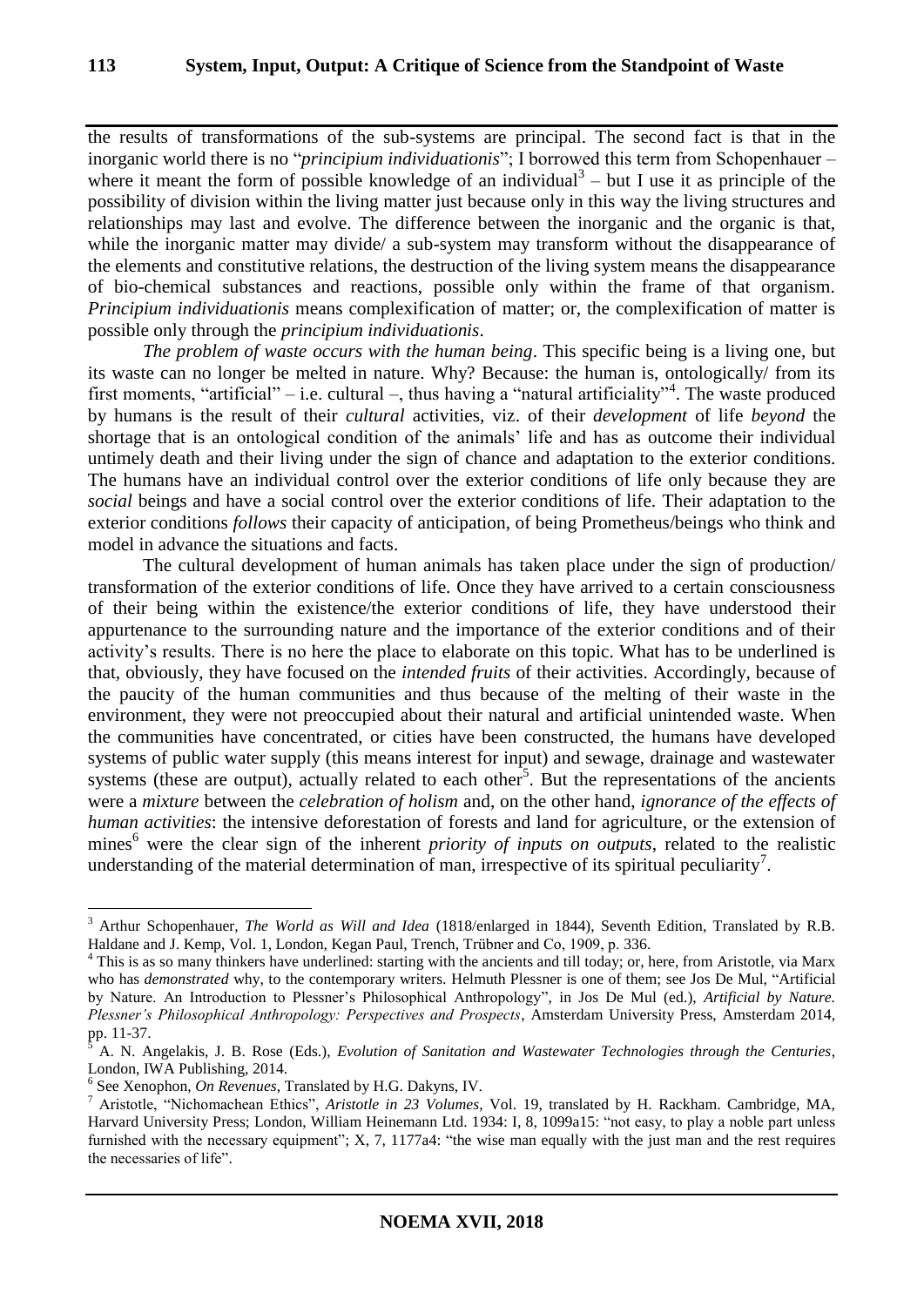the results of transformations of the sub-systems are principal. The second fact is that in the inorganic world there is no "*principium individuationis*"; I borrowed this term from Schopenhauer – where it meant the form of possible knowledge of an individual[3] – but I use it as principle of the possibility of division within the living matter just because only in this way the living structures and relationships may last and evolve. The difference between the inorganic and the organic is that, while the inorganic matter may divide/ a sub-system may transform without the disappearance of the elements and constitutive relations, the destruction of the living system means the disappearance of bio-chemical substances and reactions, possible only within the frame of that organism. *Principium individuationis* means complexification of matter; or, the complexification of matter is possible only through the *principium individuationis*.

*The problem of waste occurs with the human being*. This specific being is a living one, but its waste can no longer be melted in nature. Why? Because: the human is, ontologically/ from its first moments, "artificial" – i.e. cultural –, thus having a "natural artificiality"[4]. The waste produced by humans is the result of their *cultural* activities, viz. of their *development* of life *beyond* the shortage that is an ontological condition of the animals' life and has as outcome their individual untimely death and their living under the sign of chance and adaptation to the exterior conditions. The humans have an individual control over the exterior conditions of life only because they are *social* beings and have a social control over the exterior conditions of life. Their adaptation to the exterior conditions *follows* their capacity of anticipation, of being Prometheus/beings who think and model in advance the situations and facts.

The cultural development of human animals has taken place under the sign of production/ transformation of the exterior conditions of life. Once they have arrived to a certain consciousness of their being within the existence/the exterior conditions of life, they have understood their appurtenance to the surrounding nature and the importance of the exterior conditions and of their activity's results. There is no here the place to elaborate on this topic. What has to be underlined is that, obviously, they have focused on the *intended fruits* of their activities. Accordingly, because of the paucity of the human communities and thus because of the melting of their waste in the environment, they were not preoccupied about their natural and artificial unintended waste. When the communities have concentrated, or cities have been constructed, the humans have developed systems of public water supply (this means interest for input) and sewage, drainage and wastewater systems (these are output), actually related to each other[5]. But the representations of the ancients were a *mixture* between the *celebration of holism* and, on the other hand, *ignorance of the effects of human activities*: the intensive deforestation of forests and land for agriculture, or the extension of mines[6] were the clear sign of the inherent *priority of inputs on outputs*, related to the realistic understanding of the material determination of man, irrespective of its spiritual peculiarity[7].

---

[3] Arthur Schopenhauer, *The World as Will and Idea* (1818/enlarged in 1844), Seventh Edition, Translated by R.B. Haldane and J. Kemp, Vol. 1, London, Kegan Paul, Trench, Trübner and Co, 1909, p. 336.

[4] This is as so many thinkers have underlined: starting with the ancients and till today; or, here, from Aristotle, via Marx who has *demonstrated* why, to the contemporary writers. Helmuth Plessner is one of them; see Jos De Mul, "Artificial by Nature. An Introduction to Plessner's Philosophical Anthropology", in Jos De Mul (ed.), *Artificial by Nature. Plessner's Philosophical Anthropology: Perspectives and Prospects*, Amsterdam University Press, Amsterdam 2014, pp. 11-37.

[5] A. N. Angelakis, J. B. Rose (Eds.), *Evolution of Sanitation and Wastewater Technologies through the Centuries*, London, IWA Publishing, 2014.

[6] See Xenophon, *On Revenues*, Translated by H.G. Dakyns, IV.

[7] Aristotle, "Nichomachean Ethics", *Aristotle in 23 Volumes*, Vol. 19, translated by H. Rackham. Cambridge, MA, Harvard University Press; London, William Heinemann Ltd. 1934: I, 8, 1099a15: "not easy, to play a noble part unless furnished with the necessary equipment"; X, 7, 1177a4: "the wise man equally with the just man and the rest requires the necessaries of life".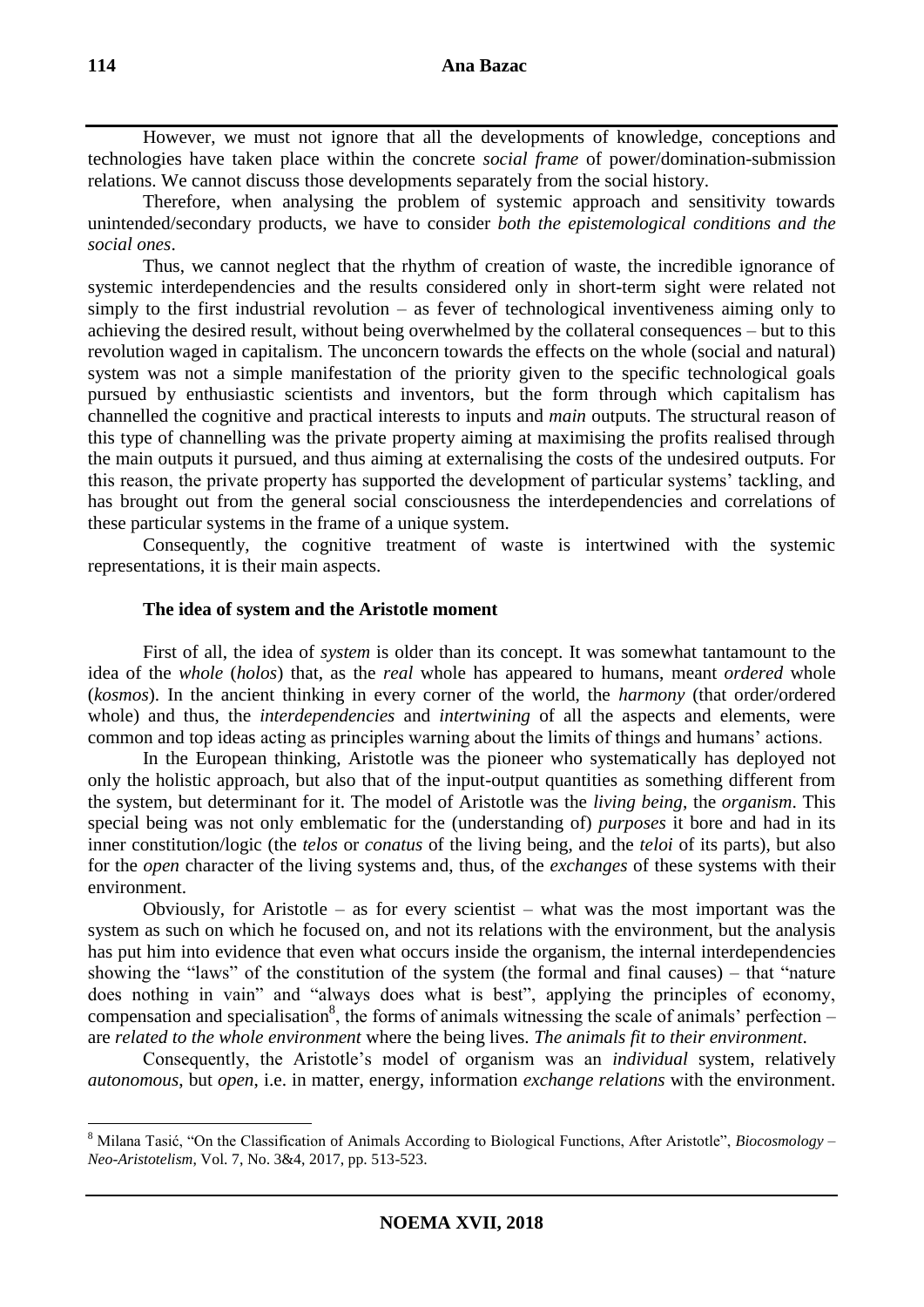However, we must not ignore that all the developments of knowledge, conceptions and technologies have taken place within the concrete *social frame* of power/domination-submission relations. We cannot discuss those developments separately from the social history.

Therefore, when analysing the problem of systemic approach and sensitivity towards unintended/secondary products, we have to consider *both the epistemological conditions and the social ones*.

Thus, we cannot neglect that the rhythm of creation of waste, the incredible ignorance of systemic interdependencies and the results considered only in short-term sight were related not simply to the first industrial revolution – as fever of technological inventiveness aiming only to achieving the desired result, without being overwhelmed by the collateral consequences – but to this revolution waged in capitalism. The unconcern towards the effects on the whole (social and natural) system was not a simple manifestation of the priority given to the specific technological goals pursued by enthusiastic scientists and inventors, but the form through which capitalism has channelled the cognitive and practical interests to inputs and *main* outputs. The structural reason of this type of channelling was the private property aiming at maximising the profits realised through the main outputs it pursued, and thus aiming at externalising the costs of the undesired outputs. For this reason, the private property has supported the development of particular systems' tackling, and has brought out from the general social consciousness the interdependencies and correlations of these particular systems in the frame of a unique system.

Consequently, the cognitive treatment of waste is intertwined with the systemic representations, it is their main aspects.

## The idea of system and the Aristotle moment

First of all, the idea of *system* is older than its concept. It was somewhat tantamount to the idea of the *whole* (*holos*) that, as the *real* whole has appeared to humans, meant *ordered* whole (*kosmos*). In the ancient thinking in every corner of the world, the *harmony* (that order/ordered whole) and thus, the *interdependencies* and *intertwining* of all the aspects and elements, were common and top ideas acting as principles warning about the limits of things and humans' actions.

In the European thinking, Aristotle was the pioneer who systematically has deployed not only the holistic approach, but also that of the input-output quantities as something different from the system, but determinant for it. The model of Aristotle was the *living being*, the *organism*. This special being was not only emblematic for the (understanding of) *purposes* it bore and had in its inner constitution/logic (the *telos* or *conatus* of the living being, and the *teloi* of its parts), but also for the *open* character of the living systems and, thus, of the *exchanges* of these systems with their environment.

Obviously, for Aristotle – as for every scientist – what was the most important was the system as such on which he focused on, and not its relations with the environment, but the analysis has put him into evidence that even what occurs inside the organism, the internal interdependencies showing the "laws" of the constitution of the system (the formal and final causes) – that "nature does nothing in vain" and "always does what is best", applying the principles of economy, compensation and specialisation[8], the forms of animals witnessing the scale of animals' perfection – are *related to the whole environment* where the being lives. *The animals fit to their environment*.

Consequently, the Aristotle's model of organism was an *individual* system, relatively *autonomous*, but *open*, i.e. in matter, energy, information *exchange relations* with the environment.

[8] Milana Tasić, "On the Classification of Animals According to Biological Functions, After Aristotle", *Biocosmology – Neo-Aristotelism*, Vol. 7, No. 3&4, 2017, pp. 513-523.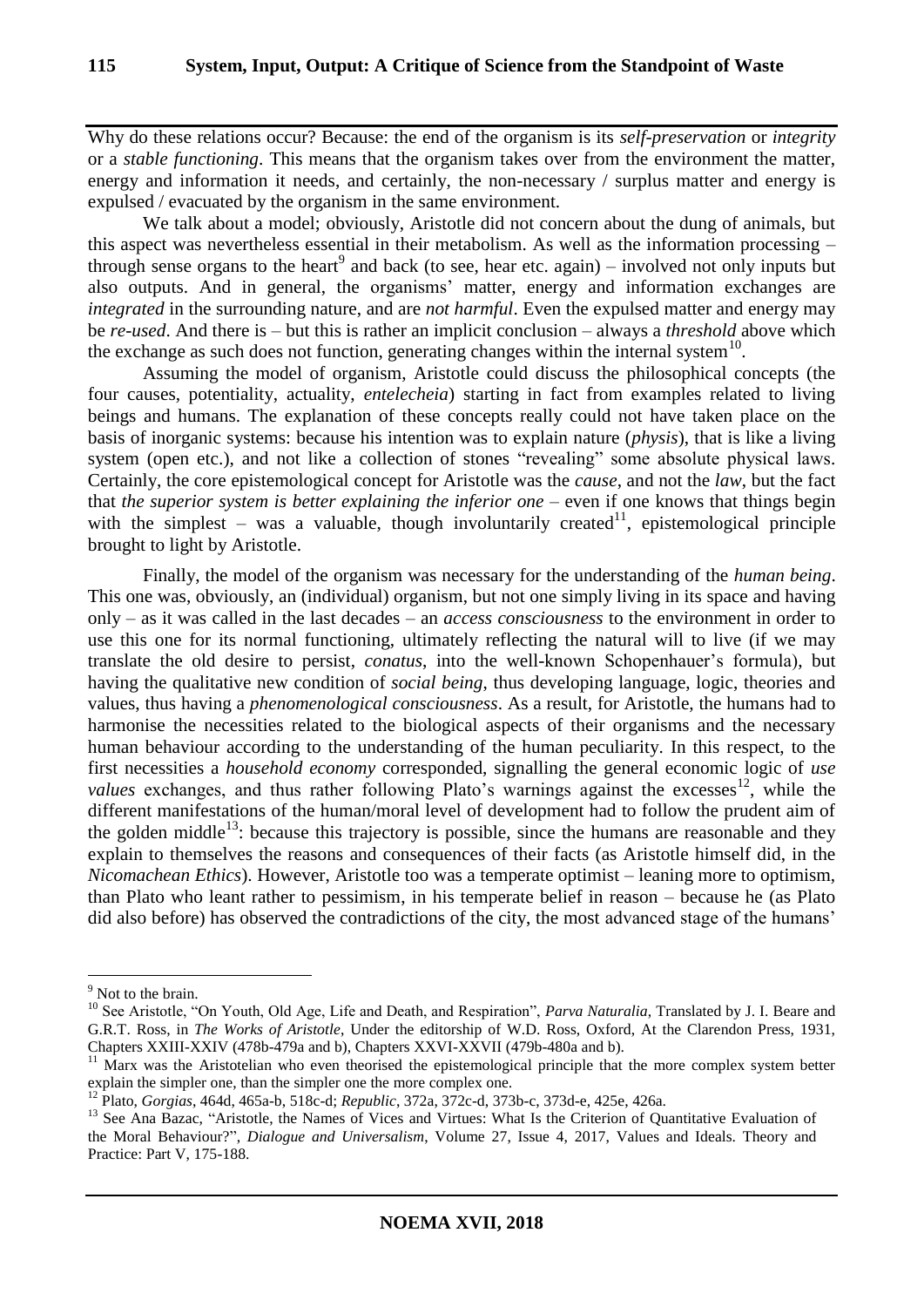Why do these relations occur? Because: the end of the organism is its *self-preservation* or *integrity* or a *stable functioning*. This means that the organism takes over from the environment the matter, energy and information it needs, and certainly, the non-necessary / surplus matter and energy is expulsed / evacuated by the organism in the same environment.

We talk about a model; obviously, Aristotle did not concern about the dung of animals, but this aspect was nevertheless essential in their metabolism. As well as the information processing – through sense organs to the heart[9] and back (to see, hear etc. again) – involved not only inputs but also outputs. And in general, the organisms' matter, energy and information exchanges are *integrated* in the surrounding nature, and are *not harmful*. Even the expulsed matter and energy may be *re-used*. And there is – but this is rather an implicit conclusion – always a *threshold* above which the exchange as such does not function, generating changes within the internal system[10].

Assuming the model of organism, Aristotle could discuss the philosophical concepts (the four causes, potentiality, actuality, *entelecheia*) starting in fact from examples related to living beings and humans. The explanation of these concepts really could not have taken place on the basis of inorganic systems: because his intention was to explain nature (*physis*), that is like a living system (open etc.), and not like a collection of stones "revealing" some absolute physical laws. Certainly, the core epistemological concept for Aristotle was the *cause*, and not the *law*, but the fact that *the superior system is better explaining the inferior one* – even if one knows that things begin with the simplest – was a valuable, though involuntarily created[11], epistemological principle brought to light by Aristotle.

Finally, the model of the organism was necessary for the understanding of the *human being*. This one was, obviously, an (individual) organism, but not one simply living in its space and having only – as it was called in the last decades – an *access consciousness* to the environment in order to use this one for its normal functioning, ultimately reflecting the natural will to live (if we may translate the old desire to persist, *conatus*, into the well-known Schopenhauer's formula), but having the qualitative new condition of *social being*, thus developing language, logic, theories and values, thus having a *phenomenological consciousness*. As a result, for Aristotle, the humans had to harmonise the necessities related to the biological aspects of their organisms and the necessary human behaviour according to the understanding of the human peculiarity. In this respect, to the first necessities a *household economy* corresponded, signalling the general economic logic of *use values* exchanges, and thus rather following Plato's warnings against the excesses[12], while the different manifestations of the human/moral level of development had to follow the prudent aim of the golden middle[13]: because this trajectory is possible, since the humans are reasonable and they explain to themselves the reasons and consequences of their facts (as Aristotle himself did, in the *Nicomachean Ethics*). However, Aristotle too was a temperate optimist – leaning more to optimism, than Plato who leant rather to pessimism, in his temperate belief in reason – because he (as Plato did also before) has observed the contradictions of the city, the most advanced stage of the humans'

---

[9] Not to the brain.

[10] See Aristotle, "On Youth, Old Age, Life and Death, and Respiration", *Parva Naturalia*, Translated by J. I. Beare and G.R.T. Ross, in *The Works of Aristotle*, Under the editorship of W.D. Ross, Oxford, At the Clarendon Press, 1931, Chapters XXIII-XXIV (478b-479a and b), Chapters XXVI-XXVII (479b-480a and b).

[11] Marx was the Aristotelian who even theorised the epistemological principle that the more complex system better explain the simpler one, than the simpler one the more complex one.

[12] Plato, *Gorgias*, 464d, 465a-b, 518c-d; *Republic*, 372a, 372c-d, 373b-c, 373d-e, 425e, 426a.

[13] See Ana Bazac, "Aristotle, the Names of Vices and Virtues: What Is the Criterion of Quantitative Evaluation of the Moral Behaviour?", *Dialogue and Universalism*, Volume 27, Issue 4, 2017, Values and Ideals. Theory and Practice: Part V, 175-188.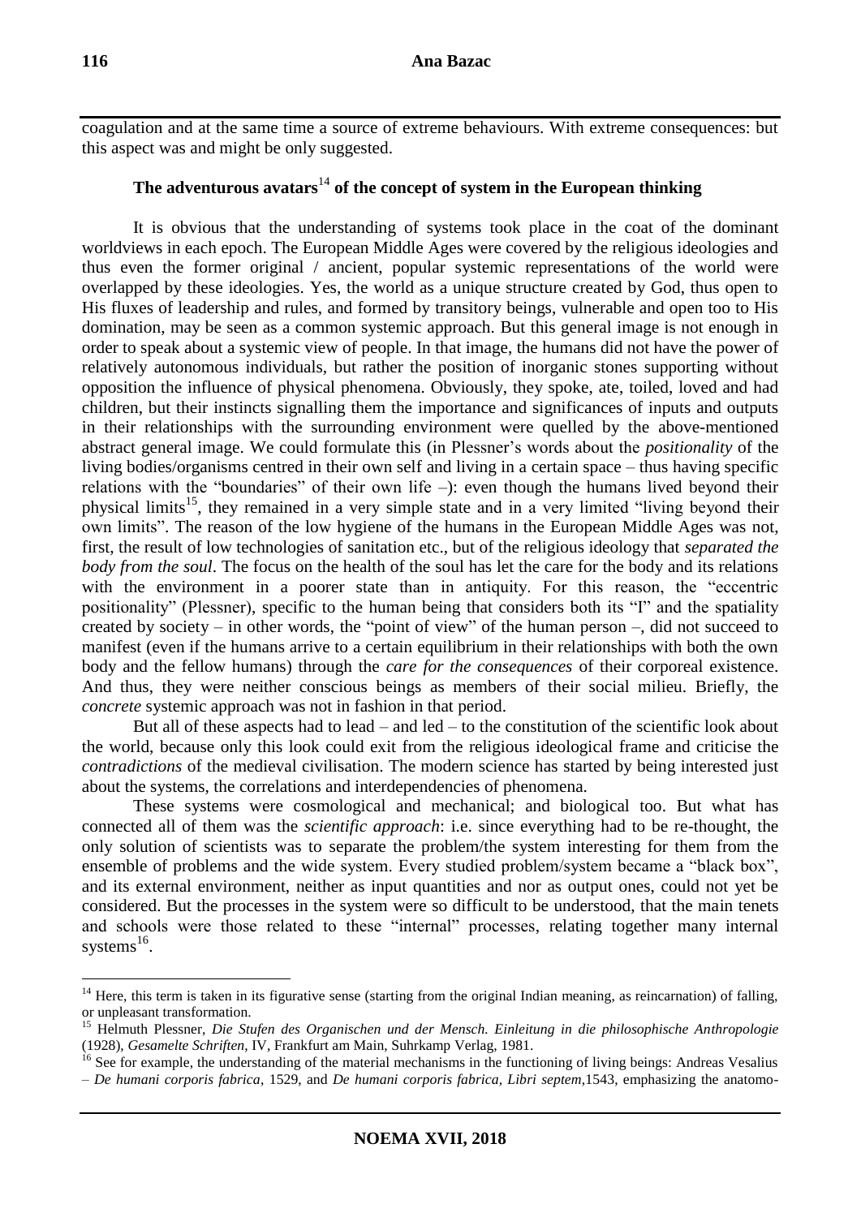coagulation and at the same time a source of extreme behaviours. With extreme consequences: but this aspect was and might be only suggested.

## The adventurous avatars[14] of the concept of system in the European thinking

It is obvious that the understanding of systems took place in the coat of the dominant worldviews in each epoch. The European Middle Ages were covered by the religious ideologies and thus even the former original / ancient, popular systemic representations of the world were overlapped by these ideologies. Yes, the world as a unique structure created by God, thus open to His fluxes of leadership and rules, and formed by transitory beings, vulnerable and open too to His domination, may be seen as a common systemic approach. But this general image is not enough in order to speak about a systemic view of people. In that image, the humans did not have the power of relatively autonomous individuals, but rather the position of inorganic stones supporting without opposition the influence of physical phenomena. Obviously, they spoke, ate, toiled, loved and had children, but their instincts signalling them the importance and significances of inputs and outputs in their relationships with the surrounding environment were quelled by the above-mentioned abstract general image. We could formulate this (in Plessner's words about the *positionality* of the living bodies/organisms centred in their own self and living in a certain space – thus having specific relations with the "boundaries" of their own life –): even though the humans lived beyond their physical limits[15], they remained in a very simple state and in a very limited "living beyond their own limits". The reason of the low hygiene of the humans in the European Middle Ages was not, first, the result of low technologies of sanitation etc., but of the religious ideology that *separated the body from the soul*. The focus on the health of the soul has let the care for the body and its relations with the environment in a poorer state than in antiquity. For this reason, the "eccentric positionality" (Plessner), specific to the human being that considers both its "I" and the spatiality created by society – in other words, the "point of view" of the human person –, did not succeed to manifest (even if the humans arrive to a certain equilibrium in their relationships with both the own body and the fellow humans) through the *care for the consequences* of their corporeal existence. And thus, they were neither conscious beings as members of their social milieu. Briefly, the *concrete* systemic approach was not in fashion in that period.

But all of these aspects had to lead – and led – to the constitution of the scientific look about the world, because only this look could exit from the religious ideological frame and criticise the *contradictions* of the medieval civilisation. The modern science has started by being interested just about the systems, the correlations and interdependencies of phenomena.

These systems were cosmological and mechanical; and biological too. But what has connected all of them was the *scientific approach*: i.e. since everything had to be re-thought, the only solution of scientists was to separate the problem/the system interesting for them from the ensemble of problems and the wide system. Every studied problem/system became a "black box", and its external environment, neither as input quantities and nor as output ones, could not yet be considered. But the processes in the system were so difficult to be understood, that the main tenets and schools were those related to these "internal" processes, relating together many internal systems[16].

---

[14] Here, this term is taken in its figurative sense (starting from the original Indian meaning, as reincarnation) of falling, or unpleasant transformation.

[15] Helmuth Plessner, *Die Stufen des Organischen und der Mensch. Einleitung in die philosophische Anthropologie* (1928), *Gesamelte Schriften*, IV, Frankfurt am Main, Suhrkamp Verlag, 1981.

[16] See for example, the understanding of the material mechanisms in the functioning of living beings: Andreas Vesalius – *De humani corporis fabrica*, 1529, and *De humani corporis fabrica, Libri septem*,1543, emphasizing the anatomo-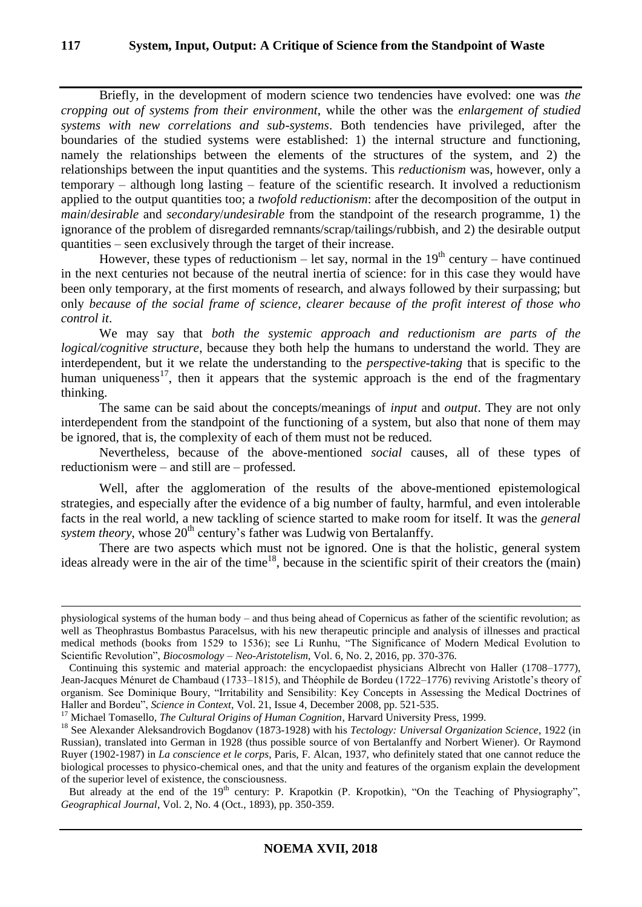Briefly, in the development of modern science two tendencies have evolved: one was *the cropping out of systems from their environment*, while the other was the *enlargement of studied systems with new correlations and sub-systems*. Both tendencies have privileged, after the boundaries of the studied systems were established: 1) the internal structure and functioning, namely the relationships between the elements of the structures of the system, and 2) the relationships between the input quantities and the systems. This *reductionism* was, however, only a temporary – although long lasting – feature of the scientific research. It involved a reductionism applied to the output quantities too; a *twofold reductionism*: after the decomposition of the output in *main*/*desirable* and *secondary*/*undesirable* from the standpoint of the research programme, 1) the ignorance of the problem of disregarded remnants/scrap/tailings/rubbish, and 2) the desirable output quantities – seen exclusively through the target of their increase.

However, these types of reductionism – let say, normal in the 19th century – have continued in the next centuries not because of the neutral inertia of science: for in this case they would have been only temporary, at the first moments of research, and always followed by their surpassing; but only *because of the social frame of science, clearer because of the profit interest of those who control it*.

We may say that *both the systemic approach and reductionism are parts of the logical/cognitive structure*, because they both help the humans to understand the world. They are interdependent, but it we relate the understanding to the *perspective-taking* that is specific to the human uniqueness[17], then it appears that the systemic approach is the end of the fragmentary thinking.

The same can be said about the concepts/meanings of *input* and *output*. They are not only interdependent from the standpoint of the functioning of a system, but also that none of them may be ignored, that is, the complexity of each of them must not be reduced.

Nevertheless, because of the above-mentioned *social* causes, all of these types of reductionism were – and still are – professed.

Well, after the agglomeration of the results of the above-mentioned epistemological strategies, and especially after the evidence of a big number of faulty, harmful, and even intolerable facts in the real world, a new tackling of science started to make room for itself. It was the *general system theory*, whose 20th century's father was Ludwig von Bertalanffy.

There are two aspects which must not be ignored. One is that the holistic, general system ideas already were in the air of the time[18], because in the scientific spirit of their creators the (main)

---

physiological systems of the human body – and thus being ahead of Copernicus as father of the scientific revolution; as well as Theophrastus Bombastus Paracelsus, with his new therapeutic principle and analysis of illnesses and practical medical methods (books from 1529 to 1536); see Li Runhu, "The Significance of Modern Medical Evolution to Scientific Revolution", *Biocosmology – Neo-Aristotelism*, Vol. 6, No. 2, 2016, pp. 370-376.

Continuing this systemic and material approach: the encyclopaedist physicians Albrecht von Haller (1708–1777), Jean-Jacques Ménuret de Chambaud (1733–1815), and Théophile de Bordeu (1722–1776) reviving Aristotle's theory of organism. See Dominique Boury, "Irritability and Sensibility: Key Concepts in Assessing the Medical Doctrines of Haller and Bordeu", *Science in Context*, Vol. 21, Issue 4, December 2008, pp. 521-535.

[17] Michael Tomasello, *The Cultural Origins of Human Cognition*, Harvard University Press, 1999.

[18] See Alexander Aleksandrovich Bogdanov (1873-1928) with his *Tectology: Universal Organization Science*, 1922 (in Russian), translated into German in 1928 (thus possible source of von Bertalanffy and Norbert Wiener). Or Raymond Ruyer (1902-1987) in *La conscience et le corps*, Paris, F. Alcan, 1937, who definitely stated that one cannot reduce the biological processes to physico-chemical ones, and that the unity and features of the organism explain the development of the superior level of existence, the consciousness.

But already at the end of the 19th century: P. Krapotkin (P. Kropotkin), "On the Teaching of Physiography", *Geographical Journal*, Vol. 2, No. 4 (Oct., 1893), pp. 350-359.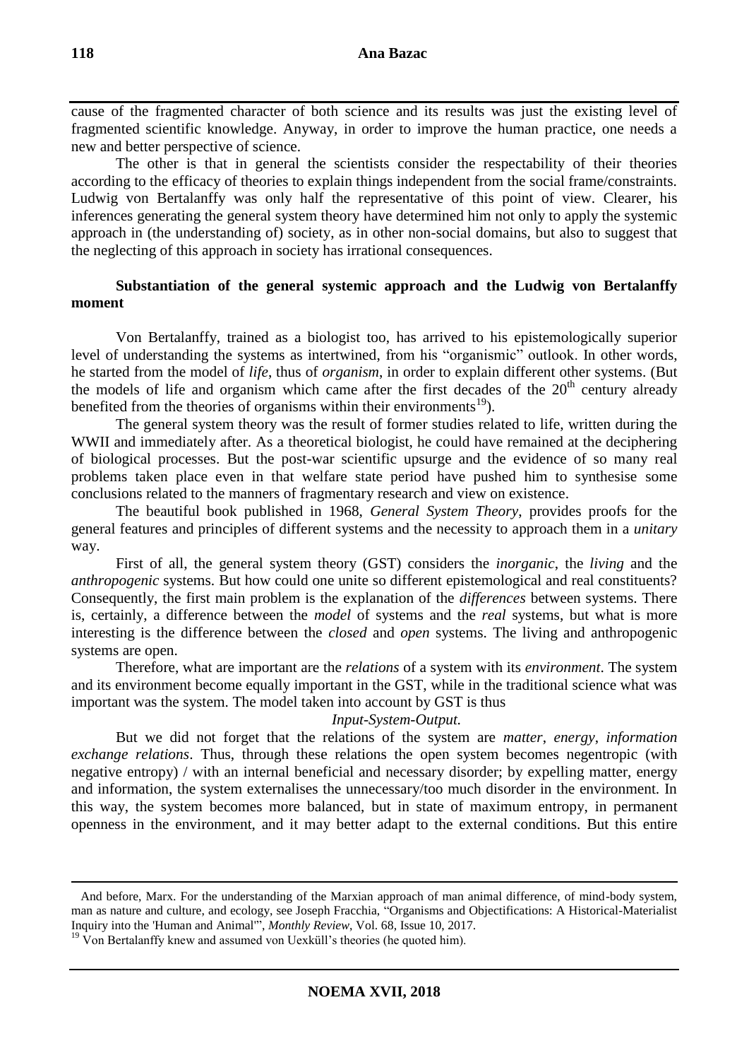cause of the fragmented character of both science and its results was just the existing level of fragmented scientific knowledge. Anyway, in order to improve the human practice, one needs a new and better perspective of science.

The other is that in general the scientists consider the respectability of their theories according to the efficacy of theories to explain things independent from the social frame/constraints. Ludwig von Bertalanffy was only half the representative of this point of view. Clearer, his inferences generating the general system theory have determined him not only to apply the systemic approach in (the understanding of) society, as in other non-social domains, but also to suggest that the neglecting of this approach in society has irrational consequences.

## Substantiation of the general systemic approach and the Ludwig von Bertalanffy moment

Von Bertalanffy, trained as a biologist too, has arrived to his epistemologically superior level of understanding the systems as intertwined, from his "organismic" outlook. In other words, he started from the model of *life*, thus of *organism*, in order to explain different other systems. (But the models of life and organism which came after the first decades of the 20th century already benefited from the theories of organisms within their environments[19]).

The general system theory was the result of former studies related to life, written during the WWII and immediately after. As a theoretical biologist, he could have remained at the deciphering of biological processes. But the post-war scientific upsurge and the evidence of so many real problems taken place even in that welfare state period have pushed him to synthesise some conclusions related to the manners of fragmentary research and view on existence.

The beautiful book published in 1968, *General System Theory*, provides proofs for the general features and principles of different systems and the necessity to approach them in a *unitary* way.

First of all, the general system theory (GST) considers the *inorganic*, the *living* and the *anthropogenic* systems. But how could one unite so different epistemological and real constituents? Consequently, the first main problem is the explanation of the *differences* between systems. There is, certainly, a difference between the *model* of systems and the *real* systems, but what is more interesting is the difference between the *closed* and *open* systems. The living and anthropogenic systems are open.

Therefore, what are important are the *relations* of a system with its *environment*. The system and its environment become equally important in the GST, while in the traditional science what was important was the system. The model taken into account by GST is thus

*Input-System-Output.*

But we did not forget that the relations of the system are *matter, energy, information exchange relations*. Thus, through these relations the open system becomes negentropic (with negative entropy) / with an internal beneficial and necessary disorder; by expelling matter, energy and information, the system externalises the unnecessary/too much disorder in the environment. In this way, the system becomes more balanced, but in state of maximum entropy, in permanent openness in the environment, and it may better adapt to the external conditions. But this entire

---

And before, Marx. For the understanding of the Marxian approach of man animal difference, of mind-body system, man as nature and culture, and ecology, see Joseph Fracchia, "Organisms and Objectifications: A Historical-Materialist Inquiry into the 'Human and Animal'", *Monthly Review*, Vol. 68, Issue 10, 2017.

[19] Von Bertalanffy knew and assumed von Uexküll's theories (he quoted him).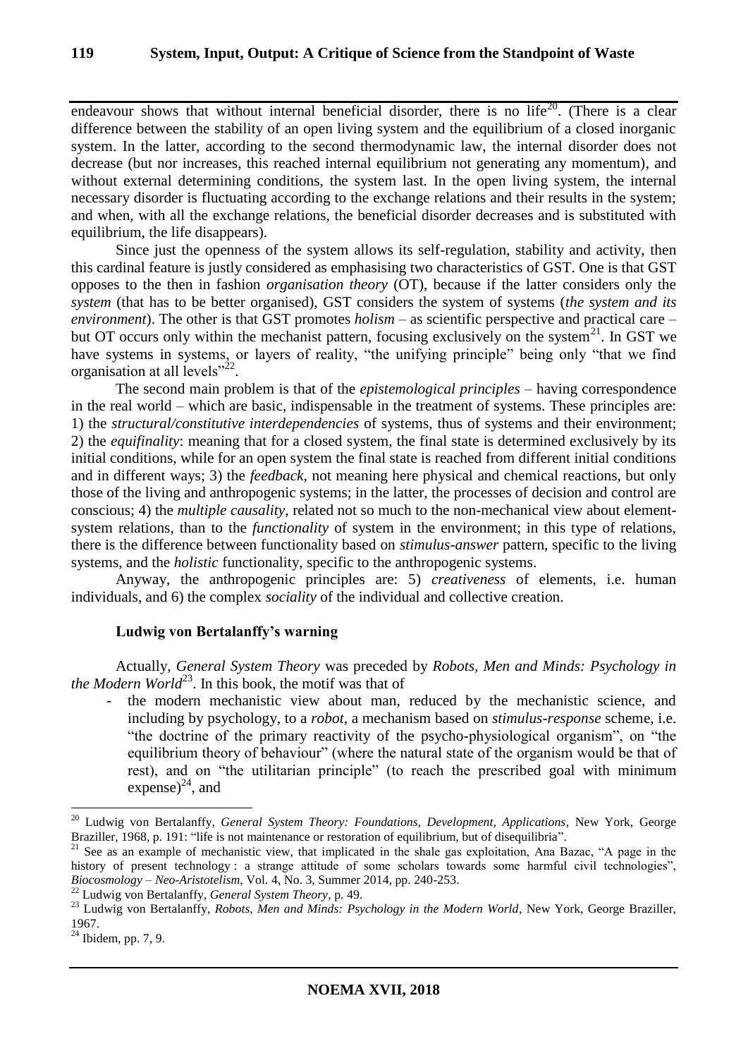endeavour shows that without internal beneficial disorder, there is no life[20]. (There is a clear difference between the stability of an open living system and the equilibrium of a closed inorganic system. In the latter, according to the second thermodynamic law, the internal disorder does not decrease (but nor increases, this reached internal equilibrium not generating any momentum), and without external determining conditions, the system last. In the open living system, the internal necessary disorder is fluctuating according to the exchange relations and their results in the system; and when, with all the exchange relations, the beneficial disorder decreases and is substituted with equilibrium, the life disappears).

Since just the openness of the system allows its self-regulation, stability and activity, then this cardinal feature is justly considered as emphasising two characteristics of GST. One is that GST opposes to the then in fashion *organisation theory* (OT), because if the latter considers only the *system* (that has to be better organised), GST considers the system of systems (*the system and its environment*). The other is that GST promotes *holism* – as scientific perspective and practical care – but OT occurs only within the mechanist pattern, focusing exclusively on the system[21]. In GST we have systems in systems, or layers of reality, "the unifying principle" being only "that we find organisation at all levels"[22].

The second main problem is that of the *epistemological principles* – having correspondence in the real world – which are basic, indispensable in the treatment of systems. These principles are: 1) the *structural/constitutive interdependencies* of systems, thus of systems and their environment; 2) the *equifinality*: meaning that for a closed system, the final state is determined exclusively by its initial conditions, while for an open system the final state is reached from different initial conditions and in different ways; 3) the *feedback*, not meaning here physical and chemical reactions, but only those of the living and anthropogenic systems; in the latter, the processes of decision and control are conscious; 4) the *multiple causality*, related not so much to the non-mechanical view about element-system relations, than to the *functionality* of system in the environment; in this type of relations, there is the difference between functionality based on *stimulus-answer* pattern, specific to the living systems, and the *holistic* functionality, specific to the anthropogenic systems.

Anyway, the anthropogenic principles are: 5) *creativeness* of elements, i.e. human individuals, and 6) the complex *sociality* of the individual and collective creation.

### Ludwig von Bertalanffy's warning

Actually, *General System Theory* was preceded by *Robots, Men and Minds: Psychology in the Modern World*[23]. In this book, the motif was that of

- the modern mechanistic view about man, reduced by the mechanistic science, and including by psychology, to a *robot*, a mechanism based on *stimulus-response* scheme, i.e. "the doctrine of the primary reactivity of the psycho-physiological organism", on "the equilibrium theory of behaviour" (where the natural state of the organism would be that of rest), and on "the utilitarian principle" (to reach the prescribed goal with minimum expense)[24], and

---

[20] Ludwig von Bertalanffy, *General System Theory: Foundations, Development, Applications*, New York, George Braziller, 1968, p. 191: "life is not maintenance or restoration of equilibrium, but of disequilibria".

[21] See as an example of mechanistic view, that implicated in the shale gas exploitation, Ana Bazac, "A page in the history of present technology : a strange attitude of some scholars towards some harmful civil technologies", *Biocosmology – Neo-Aristotelism*, Vol. 4, No. 3, Summer 2014, pp. 240-253.

[22] Ludwig von Bertalanffy, *General System Theory*, p. 49.

[23] Ludwig von Bertalanffy, *Robots, Men and Minds: Psychology in the Modern World*, New York, George Braziller, 1967.

[24] Ibidem, pp. 7, 9.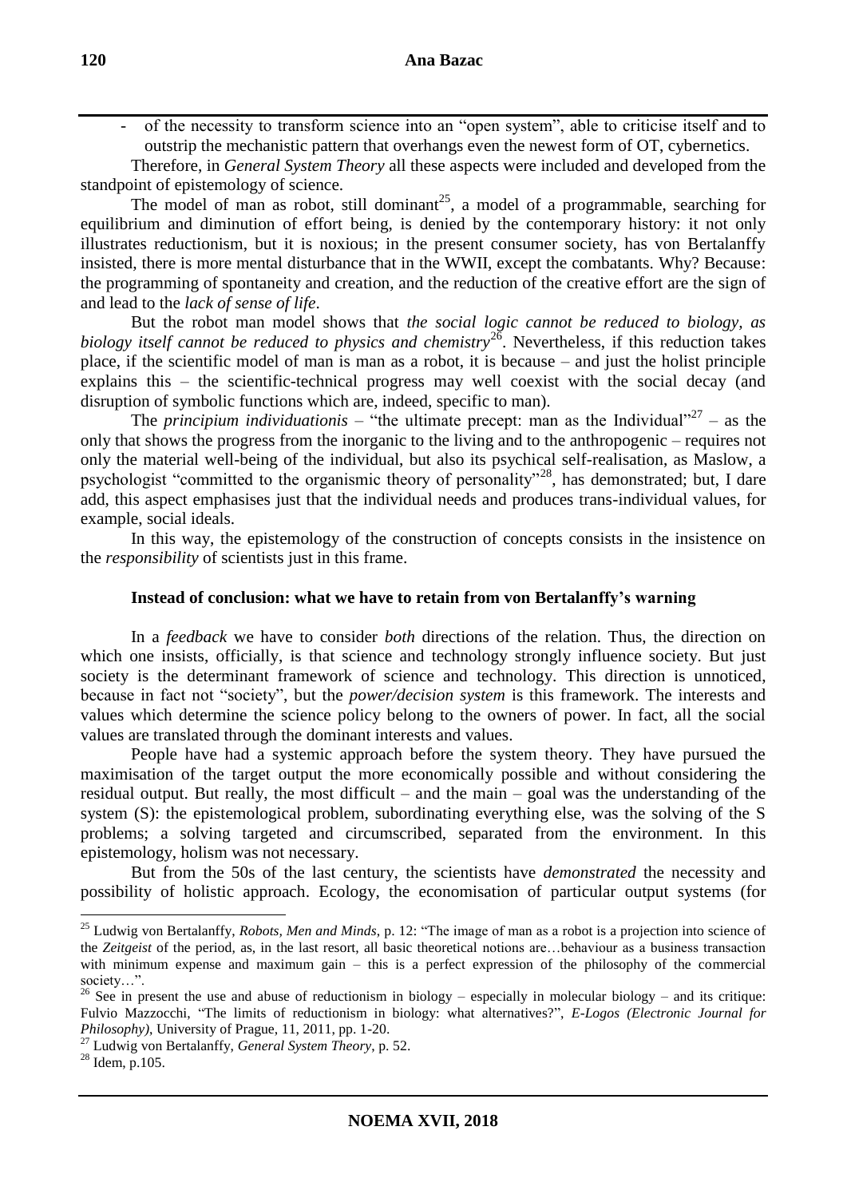- of the necessity to transform science into an "open system", able to criticise itself and to outstrip the mechanistic pattern that overhangs even the newest form of OT, cybernetics.

Therefore, in *General System Theory* all these aspects were included and developed from the standpoint of epistemology of science.

The model of man as robot, still dominant[25], a model of a programmable, searching for equilibrium and diminution of effort being, is denied by the contemporary history: it not only illustrates reductionism, but it is noxious; in the present consumer society, has von Bertalanffy insisted, there is more mental disturbance that in the WWII, except the combatants. Why? Because: the programming of spontaneity and creation, and the reduction of the creative effort are the sign of and lead to the *lack of sense of life*.

But the robot man model shows that *the social logic cannot be reduced to biology, as biology itself cannot be reduced to physics and chemistry*[26]. Nevertheless, if this reduction takes place, if the scientific model of man is man as a robot, it is because – and just the holist principle explains this – the scientific-technical progress may well coexist with the social decay (and disruption of symbolic functions which are, indeed, specific to man).

The *principium individuationis* – "the ultimate precept: man as the Individual"[27] – as the only that shows the progress from the inorganic to the living and to the anthropogenic – requires not only the material well-being of the individual, but also its psychical self-realisation, as Maslow, a psychologist "committed to the organismic theory of personality"[28], has demonstrated; but, I dare add, this aspect emphasises just that the individual needs and produces trans-individual values, for example, social ideals.

In this way, the epistemology of the construction of concepts consists in the insistence on the *responsibility* of scientists just in this frame.

### Instead of conclusion: what we have to retain from von Bertalanffy's warning

In a *feedback* we have to consider *both* directions of the relation. Thus, the direction on which one insists, officially, is that science and technology strongly influence society. But just society is the determinant framework of science and technology. This direction is unnoticed, because in fact not "society", but the *power/decision system* is this framework. The interests and values which determine the science policy belong to the owners of power. In fact, all the social values are translated through the dominant interests and values.

People have had a systemic approach before the system theory. They have pursued the maximisation of the target output the more economically possible and without considering the residual output. But really, the most difficult – and the main – goal was the understanding of the system (S): the epistemological problem, subordinating everything else, was the solving of the S problems; a solving targeted and circumscribed, separated from the environment. In this epistemology, holism was not necessary.

But from the 50s of the last century, the scientists have *demonstrated* the necessity and possibility of holistic approach. Ecology, the economisation of particular output systems (for

---

[25] Ludwig von Bertalanffy, *Robots, Men and Minds*, p. 12: "The image of man as a robot is a projection into science of the *Zeitgeist* of the period, as, in the last resort, all basic theoretical notions are…behaviour as a business transaction with minimum expense and maximum gain – this is a perfect expression of the philosophy of the commercial society…".

[26] See in present the use and abuse of reductionism in biology – especially in molecular biology – and its critique: Fulvio Mazzocchi, "The limits of reductionism in biology: what alternatives?", *E-Logos (Electronic Journal for Philosophy)*, University of Prague, 11, 2011, pp. 1-20.

[27] Ludwig von Bertalanffy, *General System Theory*, p. 52.

[28] Idem, p.105.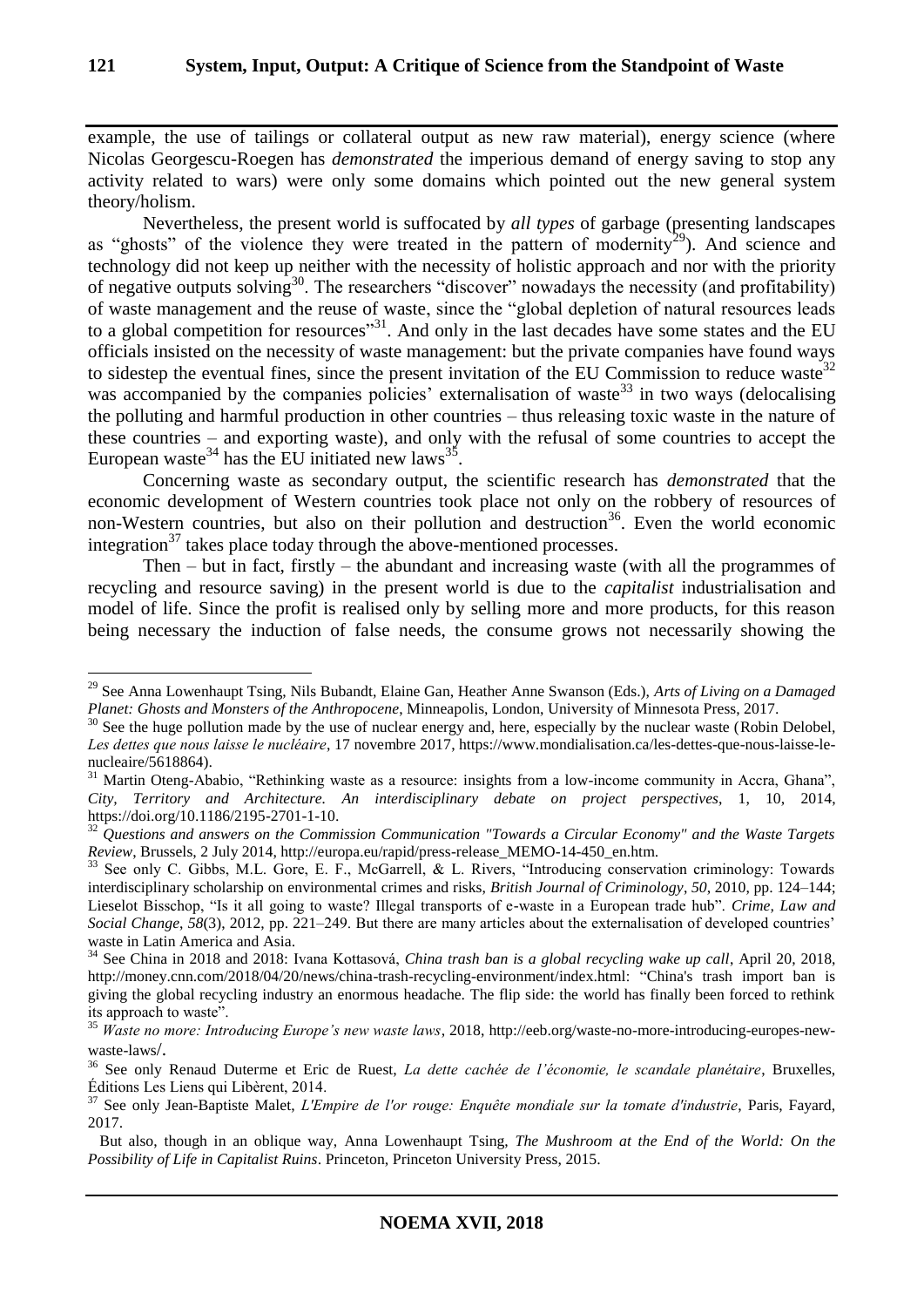example, the use of tailings or collateral output as new raw material), energy science (where Nicolas Georgescu-Roegen has *demonstrated* the imperious demand of energy saving to stop any activity related to wars) were only some domains which pointed out the new general system theory/holism.

Nevertheless, the present world is suffocated by *all types* of garbage (presenting landscapes as "ghosts" of the violence they were treated in the pattern of modernity[29]). And science and technology did not keep up neither with the necessity of holistic approach and nor with the priority of negative outputs solving[30]. The researchers "discover" nowadays the necessity (and profitability) of waste management and the reuse of waste, since the "global depletion of natural resources leads to a global competition for resources"[31]. And only in the last decades have some states and the EU officials insisted on the necessity of waste management: but the private companies have found ways to sidestep the eventual fines, since the present invitation of the EU Commission to reduce waste[32] was accompanied by the companies policies' externalisation of waste[33] in two ways (delocalising the polluting and harmful production in other countries – thus releasing toxic waste in the nature of these countries – and exporting waste), and only with the refusal of some countries to accept the European waste[34] has the EU initiated new laws[35].

Concerning waste as secondary output, the scientific research has *demonstrated* that the economic development of Western countries took place not only on the robbery of resources of non-Western countries, but also on their pollution and destruction[36]. Even the world economic integration[37] takes place today through the above-mentioned processes.

Then – but in fact, firstly – the abundant and increasing waste (with all the programmes of recycling and resource saving) in the present world is due to the *capitalist* industrialisation and model of life. Since the profit is realised only by selling more and more products, for this reason being necessary the induction of false needs, the consume grows not necessarily showing the

---

[29] See Anna Lowenhaupt Tsing, Nils Bubandt, Elaine Gan, Heather Anne Swanson (Eds.), *Arts of Living on a Damaged Planet: Ghosts and Monsters of the Anthropocene*, Minneapolis, London, University of Minnesota Press, 2017.

[30] See the huge pollution made by the use of nuclear energy and, here, especially by the nuclear waste (Robin Delobel, *Les dettes que nous laisse le nucléaire*, 17 novembre 2017, https://www.mondialisation.ca/les-dettes-que-nous-laisse-le-nucleaire/5618864).

[31] Martin Oteng-Ababio, "Rethinking waste as a resource: insights from a low-income community in Accra, Ghana", *City, Territory and Architecture. An interdisciplinary debate on project perspectives*, 1, 10, 2014, https://doi.org/10.1186/2195-2701-1-10.

[32] *Questions and answers on the Commission Communication "Towards a Circular Economy" and the Waste Targets Review*, Brussels, 2 July 2014, http://europa.eu/rapid/press-release_MEMO-14-450_en.htm.

[33] See only C. Gibbs, M.L. Gore, E. F., McGarrell, & L. Rivers, "Introducing conservation criminology: Towards interdisciplinary scholarship on environmental crimes and risks, *British Journal of Criminology*, *50*, 2010, pp. 124–144; Lieselot Bisschop, "Is it all going to waste? Illegal transports of e-waste in a European trade hub". *Crime, Law and Social Change*, *58*(3), 2012, pp. 221–249. But there are many articles about the externalisation of developed countries' waste in Latin America and Asia.

[34] See China in 2018 and 2018: Ivana Kottasová, *China trash ban is a global recycling wake up call*, April 20, 2018, http://money.cnn.com/2018/04/20/news/china-trash-recycling-environment/index.html: "China's trash import ban is giving the global recycling industry an enormous headache. The flip side: the world has finally been forced to rethink its approach to waste".

[35] *Waste no more: Introducing Europe's new waste laws*, 2018, http://eeb.org/waste-no-more-introducing-europes-new-waste-laws/.

[36] See only Renaud Duterme et Eric de Ruest, *La dette cachée de l'économie, le scandale planétaire*, Bruxelles, Éditions Les Liens qui Libèrent, 2014.

[37] See only Jean-Baptiste Malet, *L'Empire de l'or rouge: Enquête mondiale sur la tomate d'industrie*, Paris, Fayard, 2017.

But also, though in an oblique way, Anna Lowenhaupt Tsing, *The Mushroom at the End of the World: On the Possibility of Life in Capitalist Ruins*. Princeton, Princeton University Press, 2015.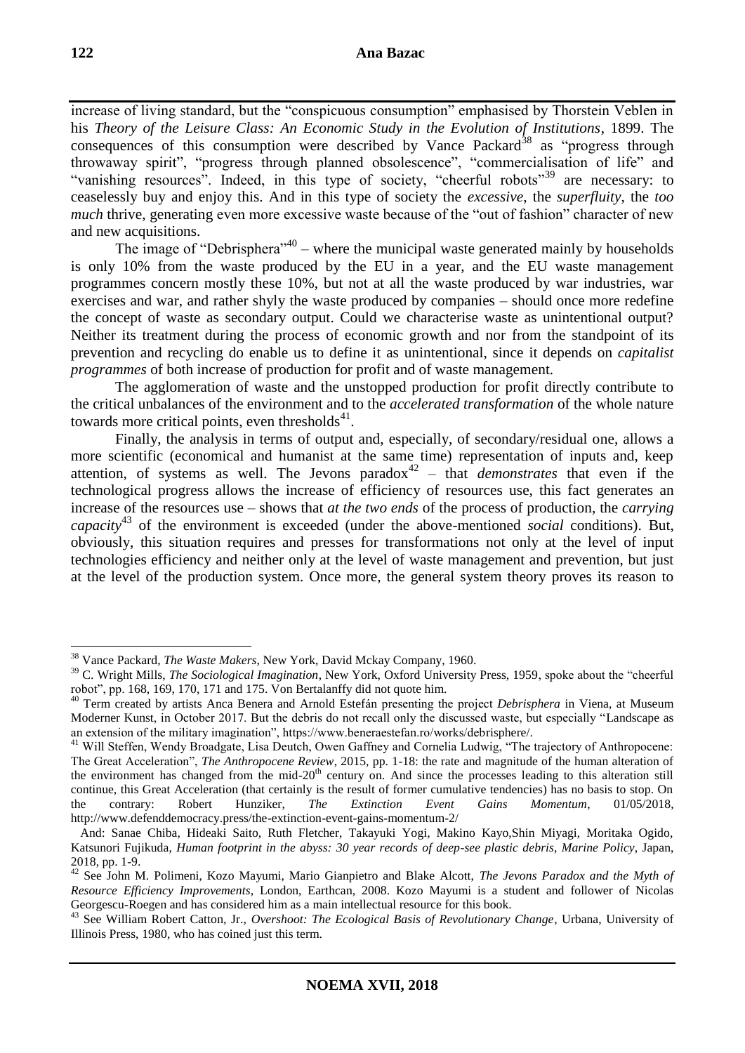increase of living standard, but the "conspicuous consumption" emphasised by Thorstein Veblen in his *Theory of the Leisure Class: An Economic Study in the Evolution of Institutions*, 1899. The consequences of this consumption were described by Vance Packard[38] as "progress through throwaway spirit", "progress through planned obsolescence", "commercialisation of life" and "vanishing resources". Indeed, in this type of society, "cheerful robots"[39] are necessary: to ceaselessly buy and enjoy this. And in this type of society the *excessive*, the *superfluity*, the *too much* thrive, generating even more excessive waste because of the "out of fashion" character of new and new acquisitions.

The image of "Debrisphera"[40] – where the municipal waste generated mainly by households is only 10% from the waste produced by the EU in a year, and the EU waste management programmes concern mostly these 10%, but not at all the waste produced by war industries, war exercises and war, and rather shyly the waste produced by companies – should once more redefine the concept of waste as secondary output. Could we characterise waste as unintentional output? Neither its treatment during the process of economic growth and nor from the standpoint of its prevention and recycling do enable us to define it as unintentional, since it depends on *capitalist programmes* of both increase of production for profit and of waste management.

The agglomeration of waste and the unstopped production for profit directly contribute to the critical unbalances of the environment and to the *accelerated transformation* of the whole nature towards more critical points, even thresholds[41].

Finally, the analysis in terms of output and, especially, of secondary/residual one, allows a more scientific (economical and humanist at the same time) representation of inputs and, keep attention, of systems as well. The Jevons paradox[42] – that *demonstrates* that even if the technological progress allows the increase of efficiency of resources use, this fact generates an increase of the resources use – shows that *at the two ends* of the process of production, the *carrying capacity*[43] of the environment is exceeded (under the above-mentioned *social* conditions). But, obviously, this situation requires and presses for transformations not only at the level of input technologies efficiency and neither only at the level of waste management and prevention, but just at the level of the production system. Once more, the general system theory proves its reason to

---

[38] Vance Packard, *The Waste Makers*, New York, David Mckay Company, 1960.

[39] C. Wright Mills, *The Sociological Imagination*, New York, Oxford University Press, 1959, spoke about the "cheerful robot", pp. 168, 169, 170, 171 and 175. Von Bertalanffy did not quote him.

[40] Term created by artists Anca Benera and Arnold Estefán presenting the project *Debrisphera* in Viena, at Museum Moderner Kunst, in October 2017. But the debris do not recall only the discussed waste, but especially "Landscape as an extension of the military imagination", https://www.beneraestefan.ro/works/debrisphere/.

[41] Will Steffen, Wendy Broadgate, Lisa Deutch, Owen Gaffney and Cornelia Ludwig, "The trajectory of Anthropocene: The Great Acceleration", *The Anthropocene Review*, 2015, pp. 1-18: the rate and magnitude of the human alteration of the environment has changed from the mid-20th century on. And since the processes leading to this alteration still continue, this Great Acceleration (that certainly is the result of former cumulative tendencies) has no basis to stop. On the contrary: Robert Hunziker, *The Extinction Event Gains Momentum*, 01/05/2018, http://www.defenddemocracy.press/the-extinction-event-gains-momentum-2/

And: Sanae Chiba, Hideaki Saito, Ruth Fletcher, Takayuki Yogi, Makino Kayo,Shin Miyagi, Moritaka Ogido, Katsunori Fujikuda, *Human footprint in the abyss: 30 year records of deep-see plastic debris*, *Marine Policy*, Japan, 2018, pp. 1-9.

[42] See John M. Polimeni, Kozo Mayumi, Mario Gianpietro and Blake Alcott, *The Jevons Paradox and the Myth of Resource Efficiency Improvements*, London, Earthcan, 2008. Kozo Mayumi is a student and follower of Nicolas Georgescu-Roegen and has considered him as a main intellectual resource for this book.

[43] See William Robert Catton, Jr., *Overshoot: The Ecological Basis of Revolutionary Change*, Urbana, University of Illinois Press, 1980, who has coined just this term.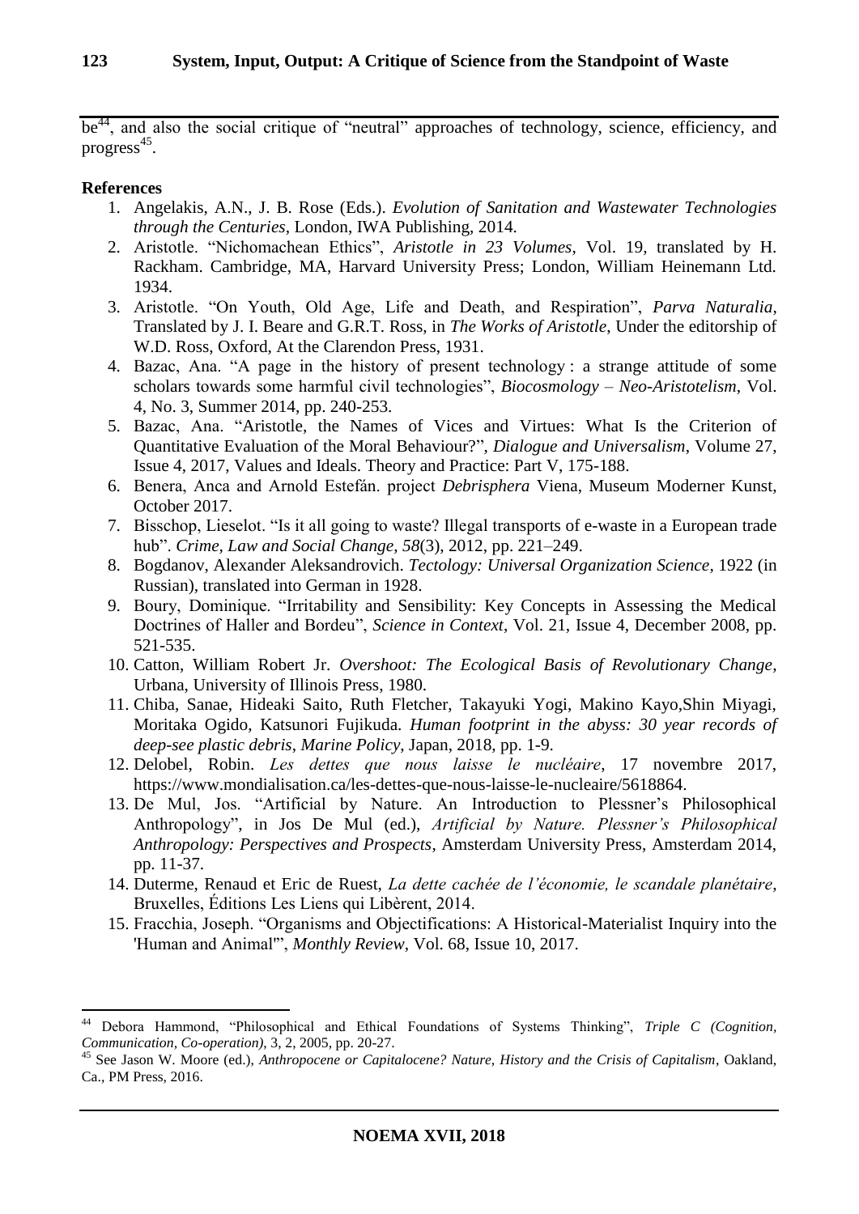be[44], and also the social critique of "neutral" approaches of technology, science, efficiency, and progress[45].

**References**

1. Angelakis, A.N., J. B. Rose (Eds.). *Evolution of Sanitation and Wastewater Technologies through the Centuries*, London, IWA Publishing, 2014.
2. Aristotle. "Nichomachean Ethics", *Aristotle in 23 Volumes*, Vol. 19, translated by H. Rackham. Cambridge, MA, Harvard University Press; London, William Heinemann Ltd. 1934.
3. Aristotle. "On Youth, Old Age, Life and Death, and Respiration", *Parva Naturalia*, Translated by J. I. Beare and G.R.T. Ross, in *The Works of Aristotle,* Under the editorship of W.D. Ross, Oxford, At the Clarendon Press, 1931.
4. Bazac, Ana. "A page in the history of present technology : a strange attitude of some scholars towards some harmful civil technologies", *Biocosmology – Neo-Aristotelism*, Vol. 4, No. 3, Summer 2014, pp. 240-253.
5. Bazac, Ana. "Aristotle, the Names of Vices and Virtues: What Is the Criterion of Quantitative Evaluation of the Moral Behaviour?", *Dialogue and Universalism*, Volume 27, Issue 4, 2017, Values and Ideals. Theory and Practice: Part V, 175-188.
6. Benera, Anca and Arnold Estefán. project *Debrisphera* Viena, Museum Moderner Kunst, October 2017.
7. Bisschop, Lieselot. "Is it all going to waste? Illegal transports of e-waste in a European trade hub". *Crime, Law and Social Change*, *58*(3), 2012, pp. 221–249.
8. Bogdanov, Alexander Aleksandrovich. *Tectology: Universal Organization Science*, 1922 (in Russian), translated into German in 1928.
9. Boury, Dominique. "Irritability and Sensibility: Key Concepts in Assessing the Medical Doctrines of Haller and Bordeu", *Science in Context*, Vol. 21, Issue 4, December 2008, pp. 521-535.
10. Catton, William Robert Jr. *Overshoot: The Ecological Basis of Revolutionary Change*, Urbana, University of Illinois Press, 1980.
11. Chiba, Sanae, Hideaki Saito, Ruth Fletcher, Takayuki Yogi, Makino Kayo,Shin Miyagi, Moritaka Ogido, Katsunori Fujikuda. *Human footprint in the abyss: 30 year records of deep-see plastic debris*, *Marine Policy*, Japan, 2018, pp. 1-9.
12. Delobel, Robin. *Les dettes que nous laisse le nucléaire*, 17 novembre 2017, https://www.mondialisation.ca/les-dettes-que-nous-laisse-le-nucleaire/5618864.
13. De Mul, Jos. "Artificial by Nature. An Introduction to Plessner's Philosophical Anthropology", in Jos De Mul (ed.), *Artificial by Nature. Plessner's Philosophical Anthropology: Perspectives and Prospects*, Amsterdam University Press, Amsterdam 2014, pp. 11-37.
14. Duterme, Renaud et Eric de Ruest, *La dette cachée de l'économie, le scandale planétaire*, Bruxelles, Éditions Les Liens qui Libèrent, 2014.
15. Fracchia, Joseph. "Organisms and Objectifications: A Historical-Materialist Inquiry into the 'Human and Animal'", *Monthly Review*, Vol. 68, Issue 10, 2017.

---

[44] Debora Hammond, "Philosophical and Ethical Foundations of Systems Thinking", *Triple C (Cognition, Communication, Co-operation)*, 3, 2, 2005, pp. 20-27.

[45] See Jason W. Moore (ed.), *Anthropocene or Capitalocene? Nature, History and the Crisis of Capitalism*, Oakland, Ca., PM Press, 2016.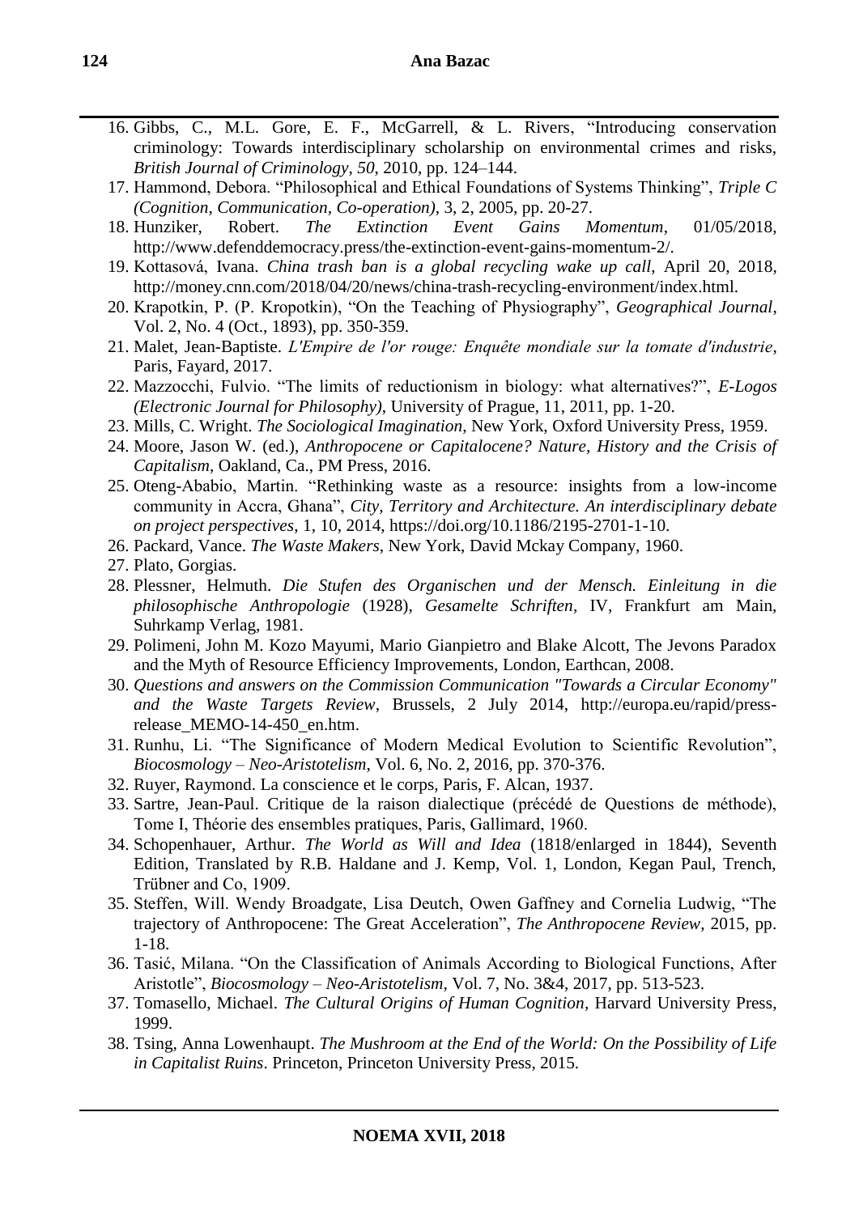16. Gibbs, C., M.L. Gore, E. F., McGarrell, & L. Rivers, "Introducing conservation criminology: Towards interdisciplinary scholarship on environmental crimes and risks, *British Journal of Criminology*, *50*, 2010, pp. 124–144.
17. Hammond, Debora. "Philosophical and Ethical Foundations of Systems Thinking", *Triple C (Cognition, Communication, Co-operation)*, 3, 2, 2005, pp. 20-27.
18. Hunziker, Robert. *The Extinction Event Gains Momentum*, 01/05/2018, http://www.defenddemocracy.press/the-extinction-event-gains-momentum-2/.
19. Kottasová, Ivana. *China trash ban is a global recycling wake up call*, April 20, 2018, http://money.cnn.com/2018/04/20/news/china-trash-recycling-environment/index.html.
20. Krapotkin, P. (P. Kropotkin), "On the Teaching of Physiography", *Geographical Journal*, Vol. 2, No. 4 (Oct., 1893), pp. 350-359.
21. Malet, Jean-Baptiste. *L'Empire de l'or rouge: Enquête mondiale sur la tomate d'industrie*, Paris, Fayard, 2017.
22. Mazzocchi, Fulvio. "The limits of reductionism in biology: what alternatives?", *E-Logos (Electronic Journal for Philosophy)*, University of Prague, 11, 2011, pp. 1-20.
23. Mills, C. Wright. *The Sociological Imagination*, New York, Oxford University Press, 1959.
24. Moore, Jason W. (ed.), *Anthropocene or Capitalocene? Nature, History and the Crisis of Capitalism*, Oakland, Ca., PM Press, 2016.
25. Oteng-Ababio, Martin. "Rethinking waste as a resource: insights from a low-income community in Accra, Ghana", *City, Territory and Architecture. An interdisciplinary debate on project perspectives*, 1, 10, 2014, https://doi.org/10.1186/2195-2701-1-10.
26. Packard, Vance. *The Waste Makers*, New York, David Mckay Company, 1960.
27. Plato, Gorgias.
28. Plessner, Helmuth. *Die Stufen des Organischen und der Mensch. Einleitung in die philosophische Anthropologie* (1928), *Gesamelte Schriften*, IV, Frankfurt am Main, Suhrkamp Verlag, 1981.
29. Polimeni, John M. Kozo Mayumi, Mario Gianpietro and Blake Alcott, The Jevons Paradox and the Myth of Resource Efficiency Improvements, London, Earthcan, 2008.
30. *Questions and answers on the Commission Communication "Towards a Circular Economy" and the Waste Targets Review*, Brussels, 2 July 2014, http://europa.eu/rapid/press-release_MEMO-14-450_en.htm.
31. Runhu, Li. "The Significance of Modern Medical Evolution to Scientific Revolution", *Biocosmology – Neo-Aristotelism*, Vol. 6, No. 2, 2016, pp. 370-376.
32. Ruyer, Raymond. La conscience et le corps, Paris, F. Alcan, 1937.
33. Sartre, Jean-Paul. Critique de la raison dialectique (précédé de Questions de méthode), Tome I, Théorie des ensembles pratiques, Paris, Gallimard, 1960.
34. Schopenhauer, Arthur. *The World as Will and Idea* (1818/enlarged in 1844), Seventh Edition, Translated by R.B. Haldane and J. Kemp, Vol. 1, London, Kegan Paul, Trench, Trübner and Co, 1909.
35. Steffen, Will. Wendy Broadgate, Lisa Deutch, Owen Gaffney and Cornelia Ludwig, "The trajectory of Anthropocene: The Great Acceleration", *The Anthropocene Review*, 2015, pp. 1-18.
36. Tasić, Milana. "On the Classification of Animals According to Biological Functions, After Aristotle", *Biocosmology – Neo-Aristotelism*, Vol. 7, No. 3&4, 2017, pp. 513-523.
37. Tomasello, Michael. *The Cultural Origins of Human Cognition*, Harvard University Press, 1999.
38. Tsing, Anna Lowenhaupt. *The Mushroom at the End of the World: On the Possibility of Life in Capitalist Ruins*. Princeton, Princeton University Press, 2015.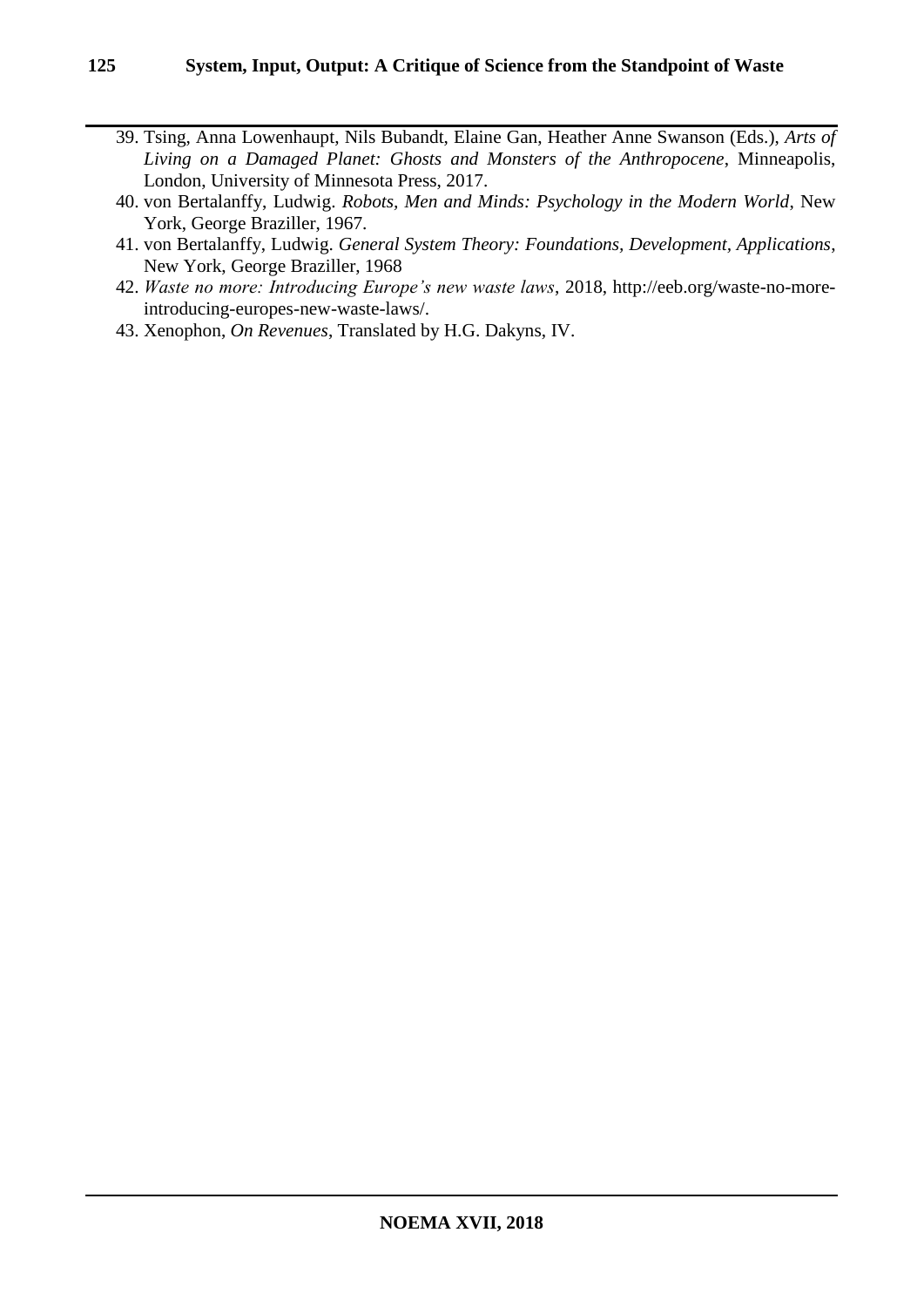39. Tsing, Anna Lowenhaupt, Nils Bubandt, Elaine Gan, Heather Anne Swanson (Eds.), *Arts of Living on a Damaged Planet: Ghosts and Monsters of the Anthropocene*, Minneapolis, London, University of Minnesota Press, 2017.
40. von Bertalanffy, Ludwig. *Robots, Men and Minds: Psychology in the Modern World*, New York, George Braziller, 1967.
41. von Bertalanffy, Ludwig. *General System Theory: Foundations, Development, Applications*, New York, George Braziller, 1968
42. *Waste no more: Introducing Europe's new waste laws*, 2018, http://eeb.org/waste-no-more-introducing-europes-new-waste-laws/.
43. Xenophon, *On Revenues*, Translated by H.G. Dakyns, IV.